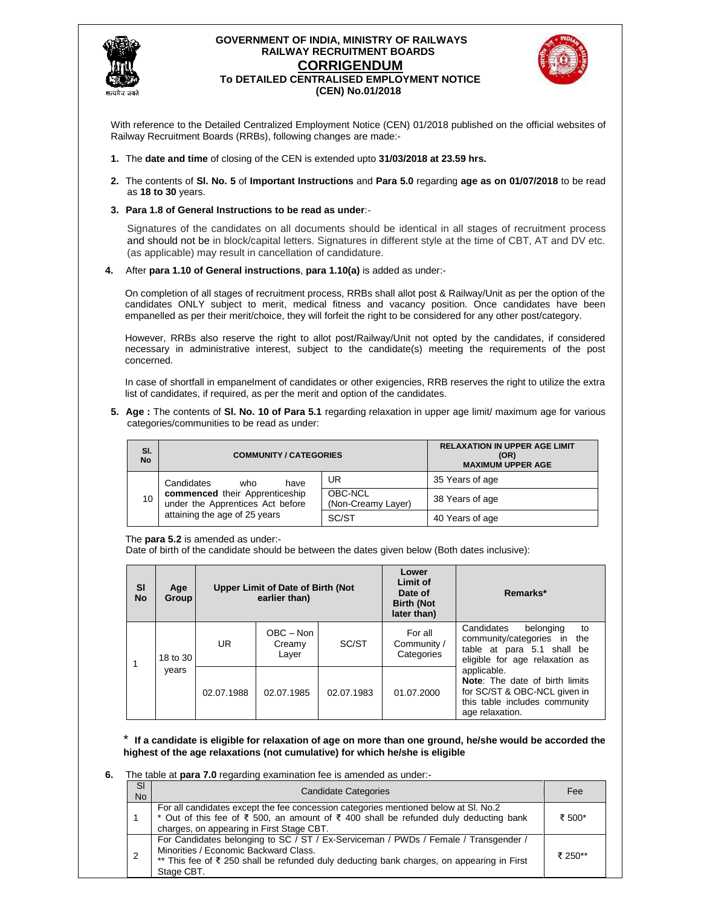# GOVERNMENT OF INDIA, MINISTRY OF RAILWAYS
## RAILWAY RECRUITMENT BOARDS
## CORRIGENDUM
### To DETAILED CENTRALISED EMPLOYMENT NOTICE (CEN) No.01/2018

With reference to the Detailed Centralized Employment Notice (CEN) 01/2018 published on the official websites of Railway Recruitment Boards (RRBs), following changes are made:-

1. The **date and time** of closing of the CEN is extended upto **31/03/2018 at 23.59 hrs.**

2. The contents of **Sl. No. 5** of **Important Instructions** and **Para 5.0** regarding **age as on 01/07/2018** to be read as **18 to 30** years.

3. **Para 1.8 of General Instructions to be read as under**:-

   Signatures of the candidates on all documents should be identical in all stages of recruitment process and should not be in block/capital letters. Signatures in different style at the time of CBT, AT and DV etc. (as applicable) may result in cancellation of candidature.

4. After **para 1.10 of General instructions**, **para 1.10(a)** is added as under:-

   On completion of all stages of recruitment process, RRBs shall allot post & Railway/Unit as per the option of the candidates ONLY subject to merit, medical fitness and vacancy position. Once candidates have been empanelled as per their merit/choice, they will forfeit the right to be considered for any other post/category.

   However, RRBs also reserve the right to allot post/Railway/Unit not opted by the candidates, if considered necessary in administrative interest, subject to the candidate(s) meeting the requirements of the post concerned.

   In case of shortfall in empanelment of candidates or other exigencies, RRB reserves the right to utilize the extra list of candidates, if required, as per the merit and option of the candidates.

5. **Age :** The contents of **Sl. No. 10 of Para 5.1** regarding relaxation in upper age limit/ maximum age for various categories/communities to be read as under:

| Sl. No | COMMUNITY / CATEGORIES | | RELAXATION IN UPPER AGE LIMIT (OR) MAXIMUM UPPER AGE |
|---|---|---|---|
| 10 | Candidates who have **commenced** their Apprenticeship under the Apprentices Act before attaining the age of 25 years | UR | 35 Years of age |
| | | OBC-NCL (Non-Creamy Layer) | 38 Years of age |
| | | SC/ST | 40 Years of age |

The **para 5.2** is amended as under:-
Date of birth of the candidate should be between the dates given below (Both dates inclusive):

| Sl No | Age Group | Upper Limit of Date of Birth (Not earlier than) | | | Lower Limit of Date of Birth (Not later than) | Remarks* |
|---|---|---|---|---|---|---|
| 1 | 18 to 30 years | UR | OBC – Non Creamy Layer | SC/ST | For all Community / Categories | Candidates belonging to community/categories in the table at para 5.1 shall be eligible for age relaxation as applicable. **Note**: The date of birth limits for SC/ST & OBC-NCL given in this table includes community age relaxation. |
| | | 02.07.1988 | 02.07.1985 | 02.07.1983 | 01.07.2000 | |

\* **If a candidate is eligible for relaxation of age on more than one ground, he/she would be accorded the highest of the age relaxations (not cumulative) for which he/she is eligible**

6. The table at **para 7.0** regarding examination fee is amended as under:-

| Sl No | Candidate Categories | Fee |
|---|---|---|
| 1 | For all candidates except the fee concession categories mentioned below at Sl. No.2<br>* Out of this fee of ₹ 500, an amount of ₹ 400 shall be refunded duly deducting bank charges, on appearing in First Stage CBT. | ₹ 500* |
| 2 | For Candidates belonging to SC / ST / Ex-Serviceman / PWDs / Female / Transgender / Minorities / Economic Backward Class.<br>** This fee of ₹ 250 shall be refunded duly deducting bank charges, on appearing in First Stage CBT. | ₹ 250** |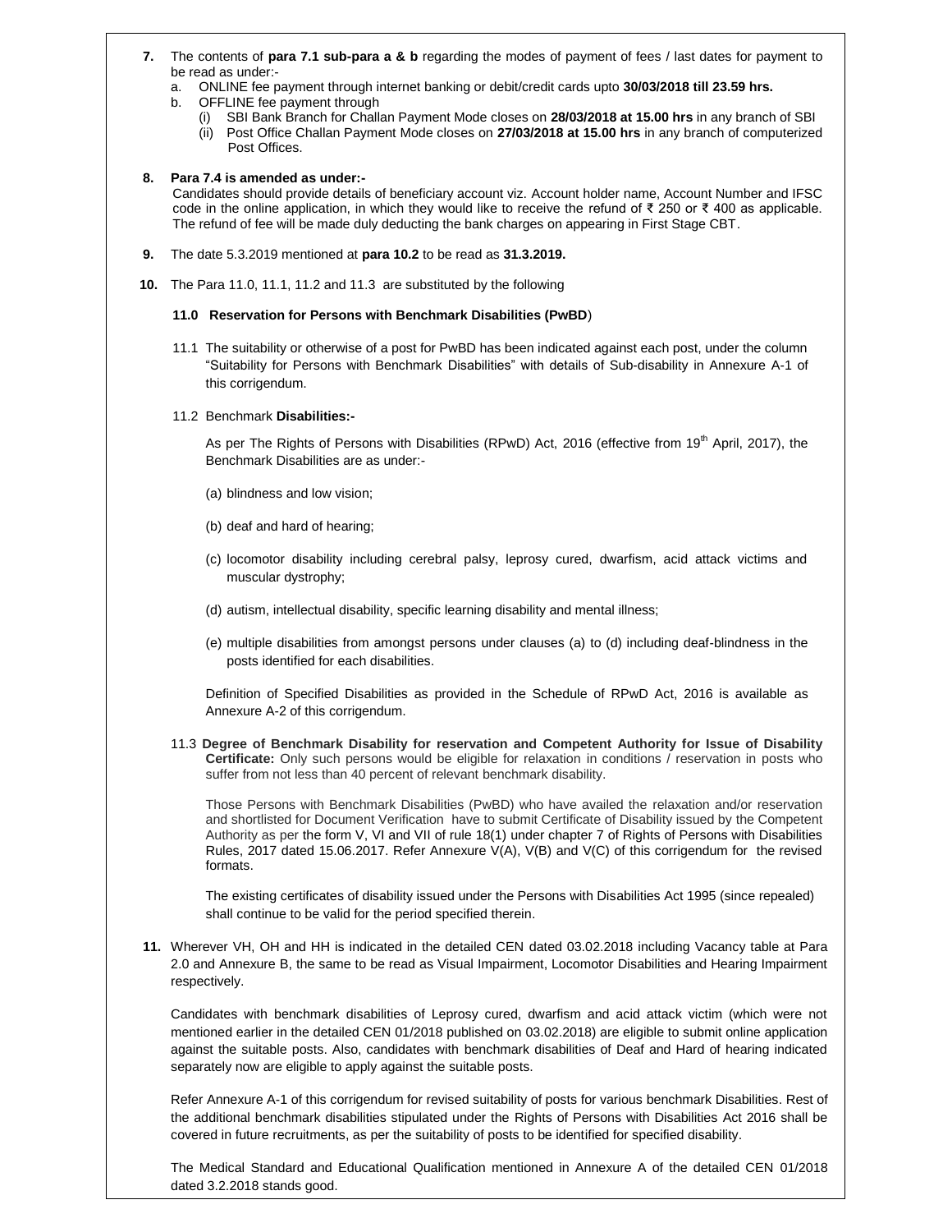**7.** The contents of **para 7.1 sub-para a & b** regarding the modes of payment of fees / last dates for payment to be read as under:-

a. ONLINE fee payment through internet banking or debit/credit cards upto **30/03/2018 till 23.59 hrs.**

b. OFFLINE fee payment through

(i) SBI Bank Branch for Challan Payment Mode closes on **28/03/2018 at 15.00 hrs** in any branch of SBI

(ii) Post Office Challan Payment Mode closes on **27/03/2018 at 15.00 hrs** in any branch of computerized Post Offices.

**8. Para 7.4 is amended as under:-**

Candidates should provide details of beneficiary account viz. Account holder name, Account Number and IFSC code in the online application, in which they would like to receive the refund of ₹ 250 or ₹ 400 as applicable. The refund of fee will be made duly deducting the bank charges on appearing in First Stage CBT.

**9.** The date 5.3.2019 mentioned at **para 10.2** to be read as **31.3.2019.**

**10.** The Para 11.0, 11.1, 11.2 and 11.3 are substituted by the following

**11.0 Reservation for Persons with Benchmark Disabilities (PwBD)**

11.1 The suitability or otherwise of a post for PwBD has been indicated against each post, under the column "Suitability for Persons with Benchmark Disabilities" with details of Sub-disability in Annexure A-1 of this corrigendum.

11.2 Benchmark **Disabilities:-**

As per The Rights of Persons with Disabilities (RPwD) Act, 2016 (effective from 19th April, 2017), the Benchmark Disabilities are as under:-

(a) blindness and low vision;

(b) deaf and hard of hearing;

(c) locomotor disability including cerebral palsy, leprosy cured, dwarfism, acid attack victims and muscular dystrophy;

(d) autism, intellectual disability, specific learning disability and mental illness;

(e) multiple disabilities from amongst persons under clauses (a) to (d) including deaf-blindness in the posts identified for each disabilities.

Definition of Specified Disabilities as provided in the Schedule of RPwD Act, 2016 is available as Annexure A-2 of this corrigendum.

11.3 **Degree of Benchmark Disability for reservation and Competent Authority for Issue of Disability Certificate:** Only such persons would be eligible for relaxation in conditions / reservation in posts who suffer from not less than 40 percent of relevant benchmark disability.

Those Persons with Benchmark Disabilities (PwBD) who have availed the relaxation and/or reservation and shortlisted for Document Verification have to submit Certificate of Disability issued by the Competent Authority as per the form V, VI and VII of rule 18(1) under chapter 7 of Rights of Persons with Disabilities Rules, 2017 dated 15.06.2017. Refer Annexure V(A), V(B) and V(C) of this corrigendum for the revised formats.

The existing certificates of disability issued under the Persons with Disabilities Act 1995 (since repealed) shall continue to be valid for the period specified therein.

**11.** Wherever VH, OH and HH is indicated in the detailed CEN dated 03.02.2018 including Vacancy table at Para 2.0 and Annexure B, the same to be read as Visual Impairment, Locomotor Disabilities and Hearing Impairment respectively.

Candidates with benchmark disabilities of Leprosy cured, dwarfism and acid attack victim (which were not mentioned earlier in the detailed CEN 01/2018 published on 03.02.2018) are eligible to submit online application against the suitable posts. Also, candidates with benchmark disabilities of Deaf and Hard of hearing indicated separately now are eligible to apply against the suitable posts.

Refer Annexure A-1 of this corrigendum for revised suitability of posts for various benchmark Disabilities. Rest of the additional benchmark disabilities stipulated under the Rights of Persons with Disabilities Act 2016 shall be covered in future recruitments, as per the suitability of posts to be identified for specified disability.

The Medical Standard and Educational Qualification mentioned in Annexure A of the detailed CEN 01/2018 dated 3.2.2018 stands good.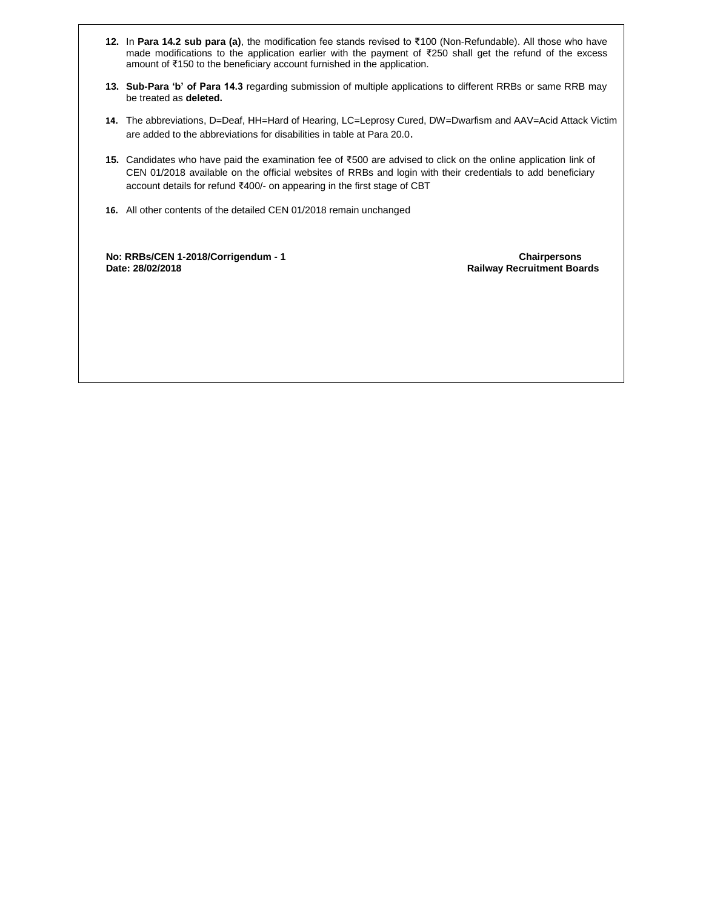12. In **Para 14.2 sub para (a)**, the modification fee stands revised to ₹100 (Non-Refundable). All those who have made modifications to the application earlier with the payment of ₹250 shall get the refund of the excess amount of ₹150 to the beneficiary account furnished in the application.

13. **Sub-Para 'b' of Para 14.3** regarding submission of multiple applications to different RRBs or same RRB may be treated as **deleted.**

14. The abbreviations, D=Deaf, HH=Hard of Hearing, LC=Leprosy Cured, DW=Dwarfism and AAV=Acid Attack Victim are added to the abbreviations for disabilities in table at Para 20.0.

15. Candidates who have paid the examination fee of ₹500 are advised to click on the online application link of CEN 01/2018 available on the official websites of RRBs and login with their credentials to add beneficiary account details for refund ₹400/- on appearing in the first stage of CBT

16. All other contents of the detailed CEN 01/2018 remain unchanged

**No: RRBs/CEN 1-2018/Corrigendum - 1**
**Date: 28/02/2018**

**Chairpersons**
**Railway Recruitment Boards**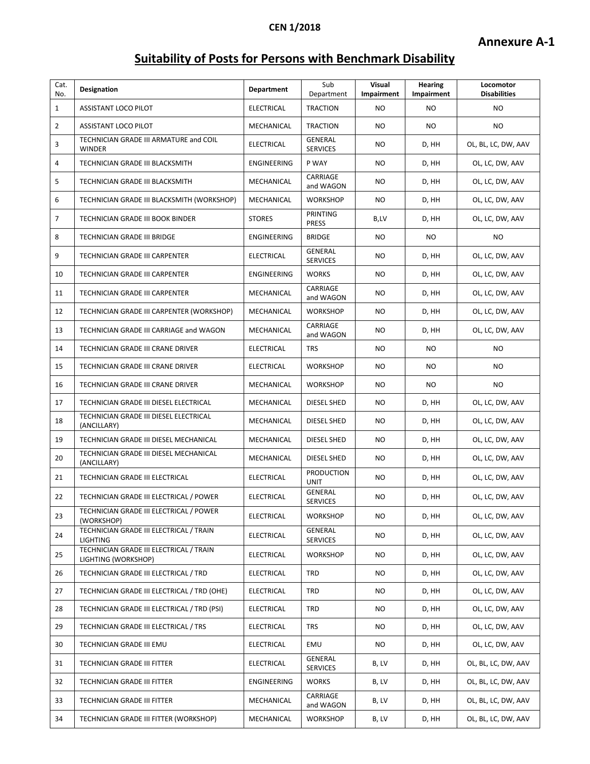**CEN 1/2018**

**Annexure A-1**

# Suitability of Posts for Persons with Benchmark Disability

| Cat. No. | Designation | Department | Sub Department | Visual Impairment | Hearing Impairment | Locomotor Disabilities |
|---|---|---|---|---|---|---|
| 1 | ASSISTANT LOCO PILOT | ELECTRICAL | TRACTION | NO | NO | NO |
| 2 | ASSISTANT LOCO PILOT | MECHANICAL | TRACTION | NO | NO | NO |
| 3 | TECHNICIAN GRADE III ARMATURE and COIL WINDER | ELECTRICAL | GENERAL SERVICES | NO | D, HH | OL, BL, LC, DW, AAV |
| 4 | TECHNICIAN GRADE III BLACKSMITH | ENGINEERING | P WAY | NO | D, HH | OL, LC, DW, AAV |
| 5 | TECHNICIAN GRADE III BLACKSMITH | MECHANICAL | CARRIAGE and WAGON | NO | D, HH | OL, LC, DW, AAV |
| 6 | TECHNICIAN GRADE III BLACKSMITH (WORKSHOP) | MECHANICAL | WORKSHOP | NO | D, HH | OL, LC, DW, AAV |
| 7 | TECHNICIAN GRADE III BOOK BINDER | STORES | PRINTING PRESS | B,LV | D, HH | OL, LC, DW, AAV |
| 8 | TECHNICIAN GRADE III BRIDGE | ENGINEERING | BRIDGE | NO | NO | NO |
| 9 | TECHNICIAN GRADE III CARPENTER | ELECTRICAL | GENERAL SERVICES | NO | D, HH | OL, LC, DW, AAV |
| 10 | TECHNICIAN GRADE III CARPENTER | ENGINEERING | WORKS | NO | D, HH | OL, LC, DW, AAV |
| 11 | TECHNICIAN GRADE III CARPENTER | MECHANICAL | CARRIAGE and WAGON | NO | D, HH | OL, LC, DW, AAV |
| 12 | TECHNICIAN GRADE III CARPENTER (WORKSHOP) | MECHANICAL | WORKSHOP | NO | D, HH | OL, LC, DW, AAV |
| 13 | TECHNICIAN GRADE III CARRIAGE and WAGON | MECHANICAL | CARRIAGE and WAGON | NO | D, HH | OL, LC, DW, AAV |
| 14 | TECHNICIAN GRADE III CRANE DRIVER | ELECTRICAL | TRS | NO | NO | NO |
| 15 | TECHNICIAN GRADE III CRANE DRIVER | ELECTRICAL | WORKSHOP | NO | NO | NO |
| 16 | TECHNICIAN GRADE III CRANE DRIVER | MECHANICAL | WORKSHOP | NO | NO | NO |
| 17 | TECHNICIAN GRADE III DIESEL ELECTRICAL | MECHANICAL | DIESEL SHED | NO | D, HH | OL, LC, DW, AAV |
| 18 | TECHNICIAN GRADE III DIESEL ELECTRICAL (ANCILLARY) | MECHANICAL | DIESEL SHED | NO | D, HH | OL, LC, DW, AAV |
| 19 | TECHNICIAN GRADE III DIESEL MECHANICAL | MECHANICAL | DIESEL SHED | NO | D, HH | OL, LC, DW, AAV |
| 20 | TECHNICIAN GRADE III DIESEL MECHANICAL (ANCILLARY) | MECHANICAL | DIESEL SHED | NO | D, HH | OL, LC, DW, AAV |
| 21 | TECHNICIAN GRADE III ELECTRICAL | ELECTRICAL | PRODUCTION UNIT | NO | D, HH | OL, LC, DW, AAV |
| 22 | TECHNICIAN GRADE III ELECTRICAL / POWER | ELECTRICAL | GENERAL SERVICES | NO | D, HH | OL, LC, DW, AAV |
| 23 | TECHNICIAN GRADE III ELECTRICAL / POWER (WORKSHOP) | ELECTRICAL | WORKSHOP | NO | D, HH | OL, LC, DW, AAV |
| 24 | TECHNICIAN GRADE III ELECTRICAL / TRAIN LIGHTING | ELECTRICAL | GENERAL SERVICES | NO | D, HH | OL, LC, DW, AAV |
| 25 | TECHNICIAN GRADE III ELECTRICAL / TRAIN LIGHTING (WORKSHOP) | ELECTRICAL | WORKSHOP | NO | D, HH | OL, LC, DW, AAV |
| 26 | TECHNICIAN GRADE III ELECTRICAL / TRD | ELECTRICAL | TRD | NO | D, HH | OL, LC, DW, AAV |
| 27 | TECHNICIAN GRADE III ELECTRICAL / TRD (OHE) | ELECTRICAL | TRD | NO | D, HH | OL, LC, DW, AAV |
| 28 | TECHNICIAN GRADE III ELECTRICAL / TRD (PSI) | ELECTRICAL | TRD | NO | D, HH | OL, LC, DW, AAV |
| 29 | TECHNICIAN GRADE III ELECTRICAL / TRS | ELECTRICAL | TRS | NO | D, HH | OL, LC, DW, AAV |
| 30 | TECHNICIAN GRADE III EMU | ELECTRICAL | EMU | NO | D, HH | OL, LC, DW, AAV |
| 31 | TECHNICIAN GRADE III FITTER | ELECTRICAL | GENERAL SERVICES | B, LV | D, HH | OL, BL, LC, DW, AAV |
| 32 | TECHNICIAN GRADE III FITTER | ENGINEERING | WORKS | B, LV | D, HH | OL, BL, LC, DW, AAV |
| 33 | TECHNICIAN GRADE III FITTER | MECHANICAL | CARRIAGE and WAGON | B, LV | D, HH | OL, BL, LC, DW, AAV |
| 34 | TECHNICIAN GRADE III FITTER (WORKSHOP) | MECHANICAL | WORKSHOP | B, LV | D, HH | OL, BL, LC, DW, AAV |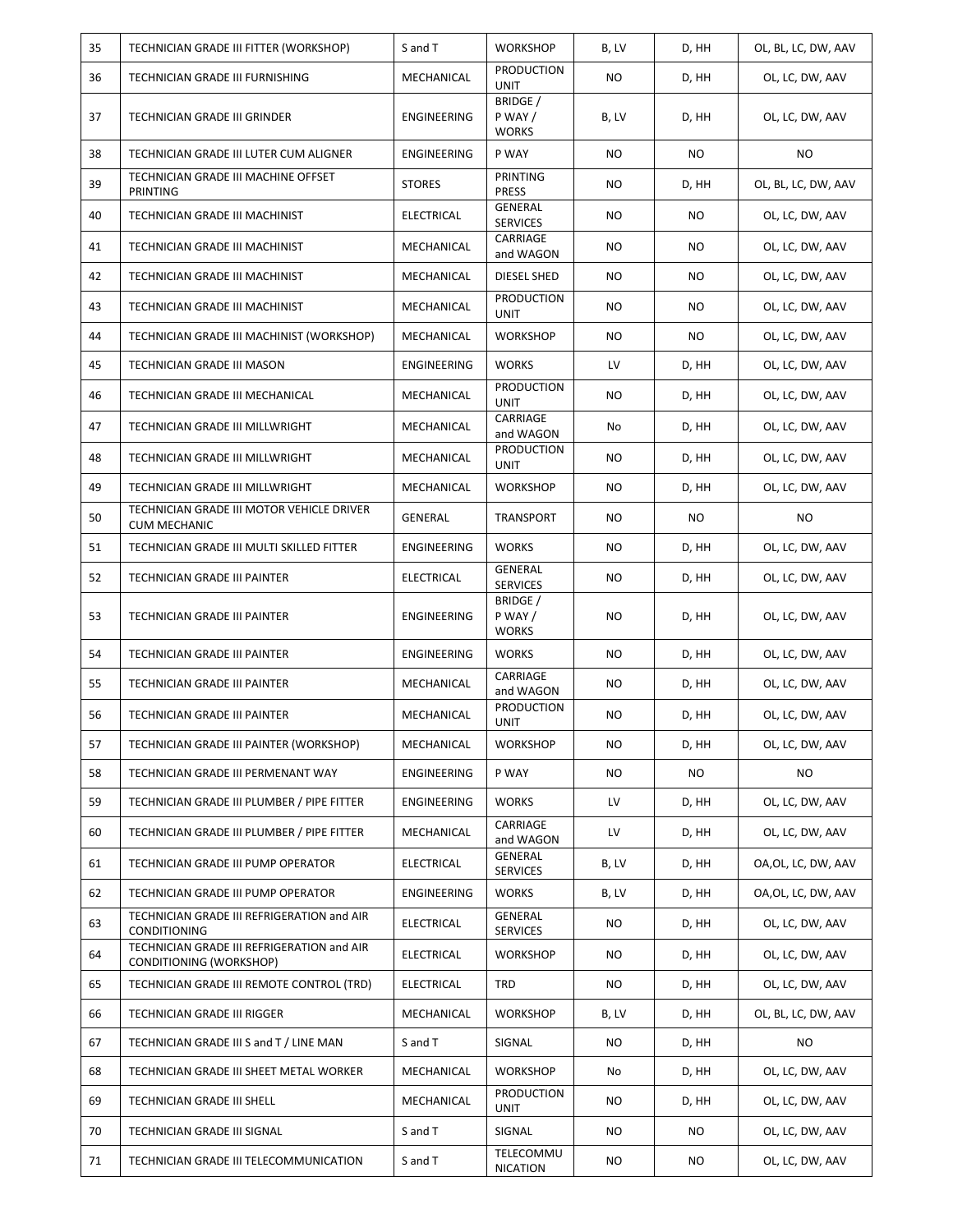| 35 | TECHNICIAN GRADE III FITTER (WORKSHOP) | S and T | WORKSHOP | B, LV | D, HH | OL, BL, LC, DW, AAV |
|---|---|---|---|---|---|---|
| 36 | TECHNICIAN GRADE III FURNISHING | MECHANICAL | PRODUCTION UNIT | NO | D, HH | OL, LC, DW, AAV |
| 37 | TECHNICIAN GRADE III GRINDER | ENGINEERING | BRIDGE / P WAY / WORKS | B, LV | D, HH | OL, LC, DW, AAV |
| 38 | TECHNICIAN GRADE III LUTER CUM ALIGNER | ENGINEERING | P WAY | NO | NO | NO |
| 39 | TECHNICIAN GRADE III MACHINE OFFSET PRINTING | STORES | PRINTING PRESS | NO | D, HH | OL, BL, LC, DW, AAV |
| 40 | TECHNICIAN GRADE III MACHINIST | ELECTRICAL | GENERAL SERVICES | NO | NO | OL, LC, DW, AAV |
| 41 | TECHNICIAN GRADE III MACHINIST | MECHANICAL | CARRIAGE and WAGON | NO | NO | OL, LC, DW, AAV |
| 42 | TECHNICIAN GRADE III MACHINIST | MECHANICAL | DIESEL SHED | NO | NO | OL, LC, DW, AAV |
| 43 | TECHNICIAN GRADE III MACHINIST | MECHANICAL | PRODUCTION UNIT | NO | NO | OL, LC, DW, AAV |
| 44 | TECHNICIAN GRADE III MACHINIST (WORKSHOP) | MECHANICAL | WORKSHOP | NO | NO | OL, LC, DW, AAV |
| 45 | TECHNICIAN GRADE III MASON | ENGINEERING | WORKS | LV | D, HH | OL, LC, DW, AAV |
| 46 | TECHNICIAN GRADE III MECHANICAL | MECHANICAL | PRODUCTION UNIT | NO | D, HH | OL, LC, DW, AAV |
| 47 | TECHNICIAN GRADE III MILLWRIGHT | MECHANICAL | CARRIAGE and WAGON | No | D, HH | OL, LC, DW, AAV |
| 48 | TECHNICIAN GRADE III MILLWRIGHT | MECHANICAL | PRODUCTION UNIT | NO | D, HH | OL, LC, DW, AAV |
| 49 | TECHNICIAN GRADE III MILLWRIGHT | MECHANICAL | WORKSHOP | NO | D, HH | OL, LC, DW, AAV |
| 50 | TECHNICIAN GRADE III MOTOR VEHICLE DRIVER CUM MECHANIC | GENERAL | TRANSPORT | NO | NO | NO |
| 51 | TECHNICIAN GRADE III MULTI SKILLED FITTER | ENGINEERING | WORKS | NO | D, HH | OL, LC, DW, AAV |
| 52 | TECHNICIAN GRADE III PAINTER | ELECTRICAL | GENERAL SERVICES | NO | D, HH | OL, LC, DW, AAV |
| 53 | TECHNICIAN GRADE III PAINTER | ENGINEERING | BRIDGE / P WAY / WORKS | NO | D, HH | OL, LC, DW, AAV |
| 54 | TECHNICIAN GRADE III PAINTER | ENGINEERING | WORKS | NO | D, HH | OL, LC, DW, AAV |
| 55 | TECHNICIAN GRADE III PAINTER | MECHANICAL | CARRIAGE and WAGON | NO | D, HH | OL, LC, DW, AAV |
| 56 | TECHNICIAN GRADE III PAINTER | MECHANICAL | PRODUCTION UNIT | NO | D, HH | OL, LC, DW, AAV |
| 57 | TECHNICIAN GRADE III PAINTER (WORKSHOP) | MECHANICAL | WORKSHOP | NO | D, HH | OL, LC, DW, AAV |
| 58 | TECHNICIAN GRADE III PERMENANT WAY | ENGINEERING | P WAY | NO | NO | NO |
| 59 | TECHNICIAN GRADE III PLUMBER / PIPE FITTER | ENGINEERING | WORKS | LV | D, HH | OL, LC, DW, AAV |
| 60 | TECHNICIAN GRADE III PLUMBER / PIPE FITTER | MECHANICAL | CARRIAGE and WAGON | LV | D, HH | OL, LC, DW, AAV |
| 61 | TECHNICIAN GRADE III PUMP OPERATOR | ELECTRICAL | GENERAL SERVICES | B, LV | D, HH | OA,OL, LC, DW, AAV |
| 62 | TECHNICIAN GRADE III PUMP OPERATOR | ENGINEERING | WORKS | B, LV | D, HH | OA,OL, LC, DW, AAV |
| 63 | TECHNICIAN GRADE III REFRIGERATION and AIR CONDITIONING | ELECTRICAL | GENERAL SERVICES | NO | D, HH | OL, LC, DW, AAV |
| 64 | TECHNICIAN GRADE III REFRIGERATION and AIR CONDITIONING (WORKSHOP) | ELECTRICAL | WORKSHOP | NO | D, HH | OL, LC, DW, AAV |
| 65 | TECHNICIAN GRADE III REMOTE CONTROL (TRD) | ELECTRICAL | TRD | NO | D, HH | OL, LC, DW, AAV |
| 66 | TECHNICIAN GRADE III RIGGER | MECHANICAL | WORKSHOP | B, LV | D, HH | OL, BL, LC, DW, AAV |
| 67 | TECHNICIAN GRADE III S and T / LINE MAN | S and T | SIGNAL | NO | D, HH | NO |
| 68 | TECHNICIAN GRADE III SHEET METAL WORKER | MECHANICAL | WORKSHOP | No | D, HH | OL, LC, DW, AAV |
| 69 | TECHNICIAN GRADE III SHELL | MECHANICAL | PRODUCTION UNIT | NO | D, HH | OL, LC, DW, AAV |
| 70 | TECHNICIAN GRADE III SIGNAL | S and T | SIGNAL | NO | NO | OL, LC, DW, AAV |
| 71 | TECHNICIAN GRADE III TELECOMMUNICATION | S and T | TELECOMMUNICATION | NO | NO | OL, LC, DW, AAV |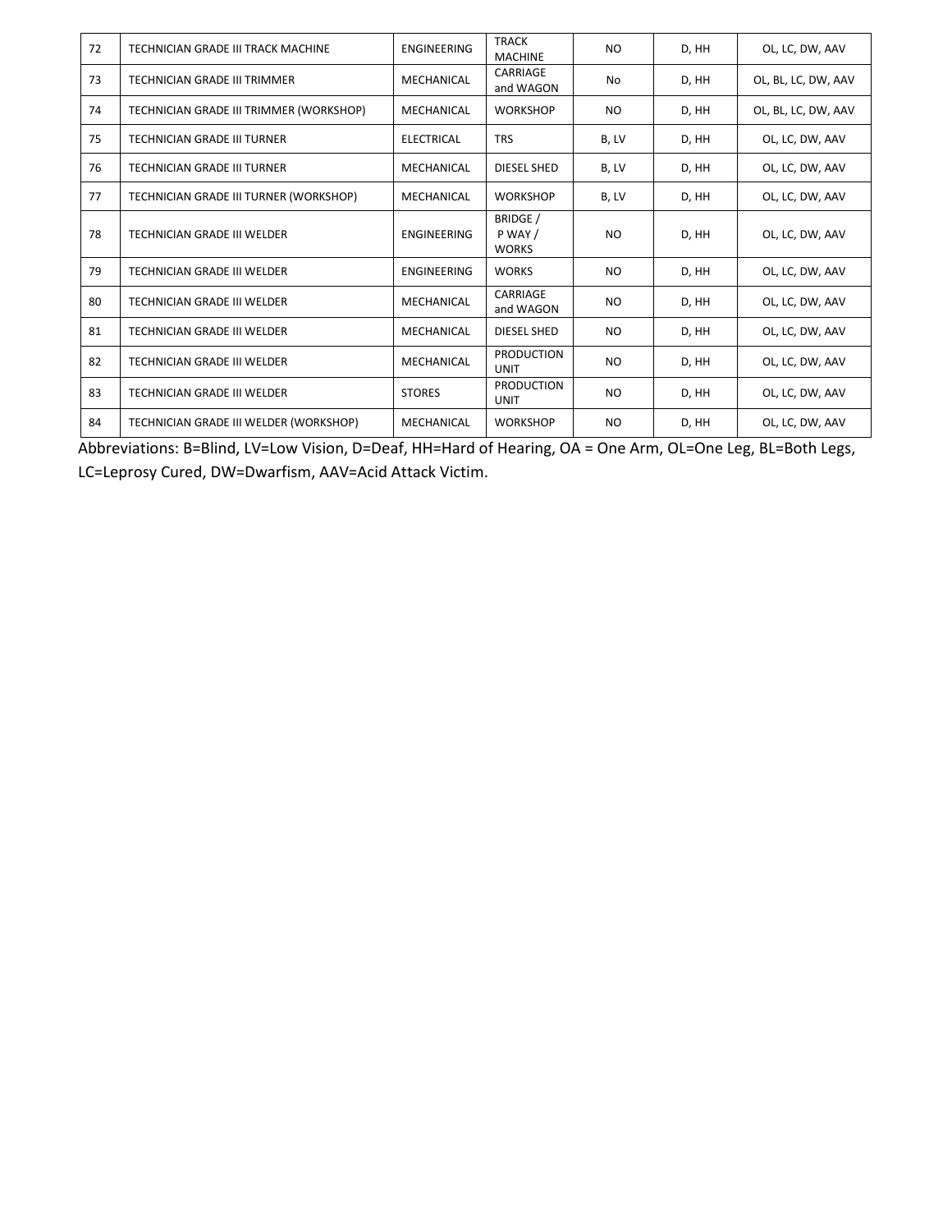| 72 | TECHNICIAN GRADE III TRACK MACHINE | ENGINEERING | TRACK MACHINE | NO | D, HH | OL, LC, DW, AAV |
|---|---|---|---|---|---|---|
| 73 | TECHNICIAN GRADE III TRIMMER | MECHANICAL | CARRIAGE and WAGON | No | D, HH | OL, BL, LC, DW, AAV |
| 74 | TECHNICIAN GRADE III TRIMMER (WORKSHOP) | MECHANICAL | WORKSHOP | NO | D, HH | OL, BL, LC, DW, AAV |
| 75 | TECHNICIAN GRADE III TURNER | ELECTRICAL | TRS | B, LV | D, HH | OL, LC, DW, AAV |
| 76 | TECHNICIAN GRADE III TURNER | MECHANICAL | DIESEL SHED | B, LV | D, HH | OL, LC, DW, AAV |
| 77 | TECHNICIAN GRADE III TURNER (WORKSHOP) | MECHANICAL | WORKSHOP | B, LV | D, HH | OL, LC, DW, AAV |
| 78 | TECHNICIAN GRADE III WELDER | ENGINEERING | BRIDGE / P WAY / WORKS | NO | D, HH | OL, LC, DW, AAV |
| 79 | TECHNICIAN GRADE III WELDER | ENGINEERING | WORKS | NO | D, HH | OL, LC, DW, AAV |
| 80 | TECHNICIAN GRADE III WELDER | MECHANICAL | CARRIAGE and WAGON | NO | D, HH | OL, LC, DW, AAV |
| 81 | TECHNICIAN GRADE III WELDER | MECHANICAL | DIESEL SHED | NO | D, HH | OL, LC, DW, AAV |
| 82 | TECHNICIAN GRADE III WELDER | MECHANICAL | PRODUCTION UNIT | NO | D, HH | OL, LC, DW, AAV |
| 83 | TECHNICIAN GRADE III WELDER | STORES | PRODUCTION UNIT | NO | D, HH | OL, LC, DW, AAV |
| 84 | TECHNICIAN GRADE III WELDER (WORKSHOP) | MECHANICAL | WORKSHOP | NO | D, HH | OL, LC, DW, AAV |

Abbreviations: B=Blind, LV=Low Vision, D=Deaf, HH=Hard of Hearing, OA = One Arm, OL=One Leg, BL=Both Legs, LC=Leprosy Cured, DW=Dwarfism, AAV=Acid Attack Victim.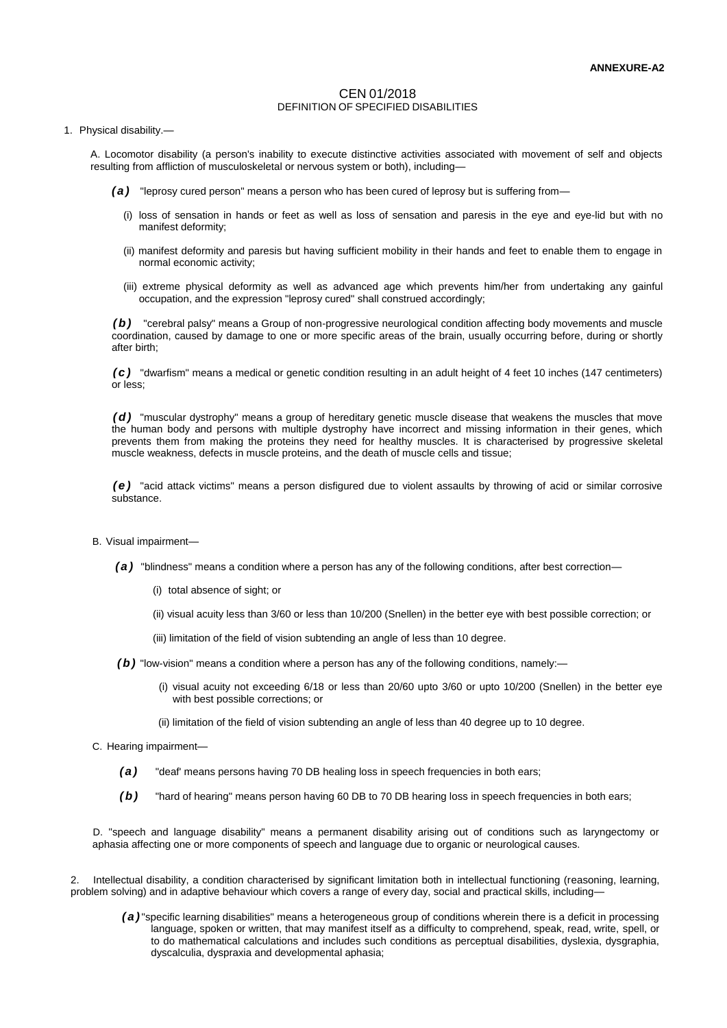**ANNEXURE-A2**

CEN 01/2018

DEFINITION OF SPECIFIED DISABILITIES

1. Physical disability.—

A. Locomotor disability (a person's inability to execute distinctive activities associated with movement of self and objects resulting from affliction of musculoskeletal or nervous system or both), including—

***(a)*** "leprosy cured person" means a person who has been cured of leprosy but is suffering from—

(i) loss of sensation in hands or feet as well as loss of sensation and paresis in the eye and eye-lid but with no manifest deformity;

(ii) manifest deformity and paresis but having sufficient mobility in their hands and feet to enable them to engage in normal economic activity;

(iii) extreme physical deformity as well as advanced age which prevents him/her from undertaking any gainful occupation, and the expression "leprosy cured" shall construed accordingly;

***(b)*** "cerebral palsy" means a Group of non-progressive neurological condition affecting body movements and muscle coordination, caused by damage to one or more specific areas of the brain, usually occurring before, during or shortly after birth;

***(c)*** "dwarfism" means a medical or genetic condition resulting in an adult height of 4 feet 10 inches (147 centimeters) or less;

***(d)*** "muscular dystrophy" means a group of hereditary genetic muscle disease that weakens the muscles that move the human body and persons with multiple dystrophy have incorrect and missing information in their genes, which prevents them from making the proteins they need for healthy muscles. It is characterised by progressive skeletal muscle weakness, defects in muscle proteins, and the death of muscle cells and tissue;

***(e)*** "acid attack victims" means a person disfigured due to violent assaults by throwing of acid or similar corrosive substance.

B. Visual impairment—

***(a)*** "blindness" means a condition where a person has any of the following conditions, after best correction—

(i) total absence of sight; or

(ii) visual acuity less than 3/60 or less than 10/200 (Snellen) in the better eye with best possible correction; or

(iii) limitation of the field of vision subtending an angle of less than 10 degree.

***(b)*** "low-vision" means a condition where a person has any of the following conditions, namely:—

(i) visual acuity not exceeding 6/18 or less than 20/60 upto 3/60 or upto 10/200 (Snellen) in the better eye with best possible corrections; or

(ii) limitation of the field of vision subtending an angle of less than 40 degree up to 10 degree.

C. Hearing impairment—

***(a)*** "deaf' means persons having 70 DB healing loss in speech frequencies in both ears;

***(b)*** "hard of hearing" means person having 60 DB to 70 DB hearing loss in speech frequencies in both ears;

D. "speech and language disability" means a permanent disability arising out of conditions such as laryngectomy or aphasia affecting one or more components of speech and language due to organic or neurological causes.

2. Intellectual disability, a condition characterised by significant limitation both in intellectual functioning (reasoning, learning, problem solving) and in adaptive behaviour which covers a range of every day, social and practical skills, including—

***(a)*** "specific learning disabilities" means a heterogeneous group of conditions wherein there is a deficit in processing language, spoken or written, that may manifest itself as a difficulty to comprehend, speak, read, write, spell, or to do mathematical calculations and includes such conditions as perceptual disabilities, dyslexia, dysgraphia, dyscalculia, dyspraxia and developmental aphasia;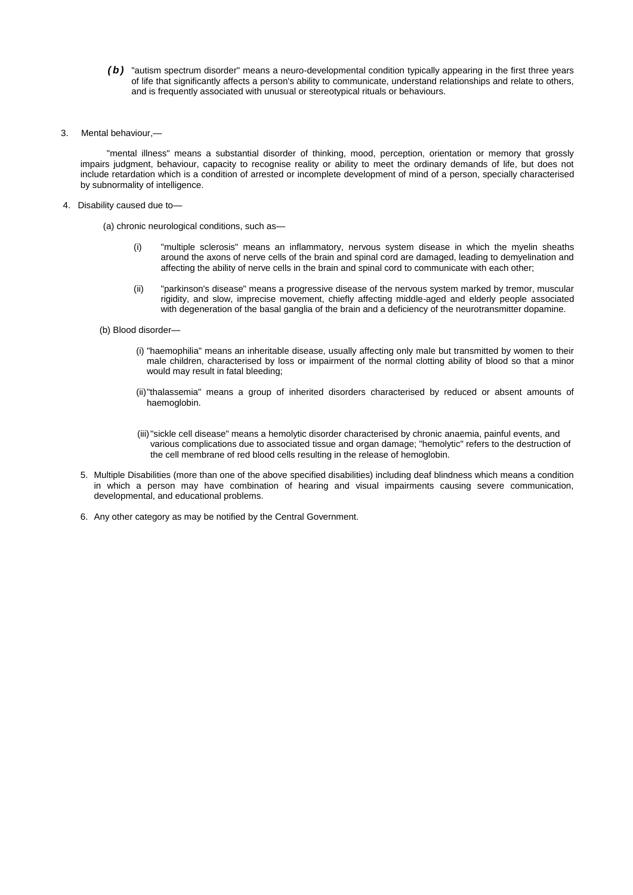*(b)* "autism spectrum disorder" means a neuro-developmental condition typically appearing in the first three years of life that significantly affects a person's ability to communicate, understand relationships and relate to others, and is frequently associated with unusual or stereotypical rituals or behaviours.

3. Mental behaviour,—

"mental illness" means a substantial disorder of thinking, mood, perception, orientation or memory that grossly impairs judgment, behaviour, capacity to recognise reality or ability to meet the ordinary demands of life, but does not include retardation which is a condition of arrested or incomplete development of mind of a person, specially characterised by subnormality of intelligence.

4. Disability caused due to—

(a) chronic neurological conditions, such as—

(i) "multiple sclerosis" means an inflammatory, nervous system disease in which the myelin sheaths around the axons of nerve cells of the brain and spinal cord are damaged, leading to demyelination and affecting the ability of nerve cells in the brain and spinal cord to communicate with each other;

(ii) "parkinson's disease" means a progressive disease of the nervous system marked by tremor, muscular rigidity, and slow, imprecise movement, chiefly affecting middle-aged and elderly people associated with degeneration of the basal ganglia of the brain and a deficiency of the neurotransmitter dopamine.

(b) Blood disorder—

(i) "haemophilia" means an inheritable disease, usually affecting only male but transmitted by women to their male children, characterised by loss or impairment of the normal clotting ability of blood so that a minor would may result in fatal bleeding;

(ii) "thalassemia" means a group of inherited disorders characterised by reduced or absent amounts of haemoglobin.

(iii) "sickle cell disease" means a hemolytic disorder characterised by chronic anaemia, painful events, and various complications due to associated tissue and organ damage; "hemolytic" refers to the destruction of the cell membrane of red blood cells resulting in the release of hemoglobin.

5. Multiple Disabilities (more than one of the above specified disabilities) including deaf blindness which means a condition in which a person may have combination of hearing and visual impairments causing severe communication, developmental, and educational problems.

6. Any other category as may be notified by the Central Government.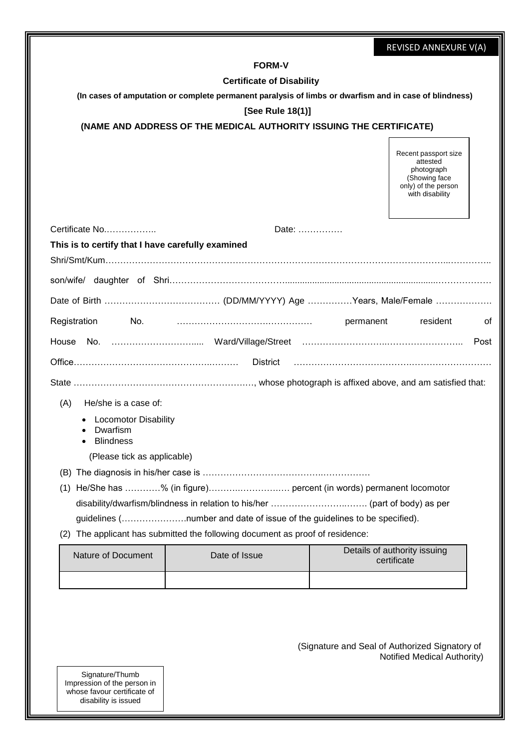REVISED ANNEXURE V(A)

**FORM-V**

**Certificate of Disability**

**(In cases of amputation or complete permanent paralysis of limbs or dwarfism and in case of blindness)**

**[See Rule 18(1)]**

**(NAME AND ADDRESS OF THE MEDICAL AUTHORITY ISSUING THE CERTIFICATE)**

Recent passport size attested photograph (Showing face only) of the person with disability

Certificate No.…………….. Date: ……………

**This is to certify that I have carefully examined**

Shri/Smt/Kum……………………………………………………………………………………………………..…………..

son/wife/ daughter of Shri………………………………………………………………………………………………

Date of Birth ………………………………… (DD/MM/YYYY) Age ……………Years, Male/Female ……………….

Registration No. ………………………….…………… permanent resident of

House No. ………………………..... Ward/Village/Street ………………………..…………………….. Post

Office……………………………………….……… District ……………………………….…………………………

State ……………………………………………………, whose photograph is affixed above, and am satisfied that:

(A) He/she is a case of:

- Locomotor Disability
- Dwarfism
- Blindness

(Please tick as applicable)

(B) The diagnosis in his/her case is ……………………………………..……………

(1) He/She has …………% (in figure)………..……………… percent (in words) permanent locomotor disability/dwarfism/blindness in relation to his/her ………………………..……. (part of body) as per guidelines (………………….number and date of issue of the guidelines to be specified).

(2) The applicant has submitted the following document as proof of residence:

| Nature of Document | Date of Issue | Details of authority issuing certificate |
|---|---|---|
| | | |

(Signature and Seal of Authorized Signatory of Notified Medical Authority)

Signature/Thumb Impression of the person in whose favour certificate of disability is issued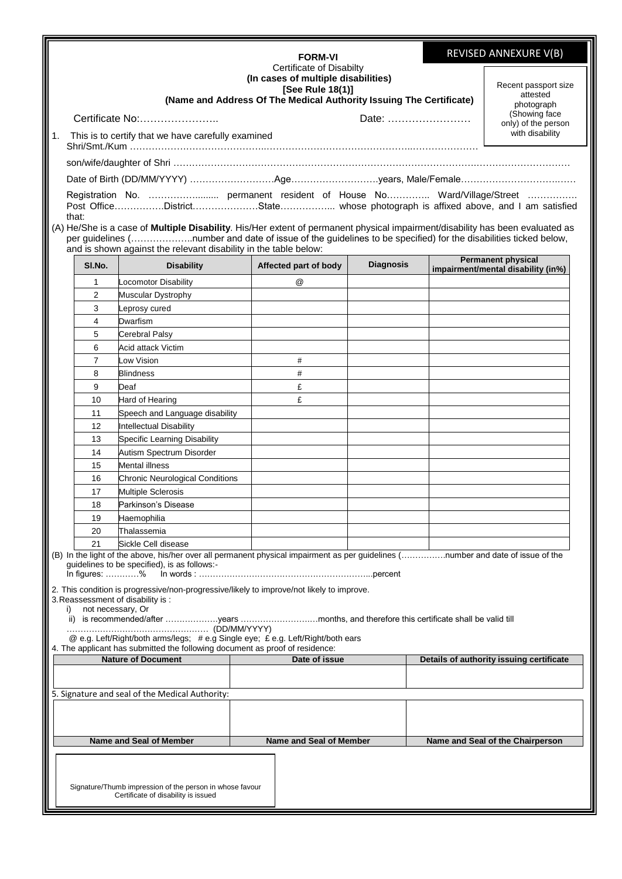REVISED ANNEXURE V(B)

**FORM-VI**

Certificate of Disabilty

**(In cases of multiple disabilities)**

**[See Rule 18(1)]**

**(Name and Address Of The Medical Authority Issuing The Certificate)**

Recent passport size attested photograph (Showing face only) of the person with disability

Certificate No:………………….. Date: ……………………

1. This is to certify that we have carefully examined Shri/Smt./Kum ………………………………………………………………………………………………………

son/wife/daughter of Shri ………………………………………………………………………………………………………

Date of Birth (DD/MM/YYYY) ………………………Age……………………….years, Male/Female………………………………

Registration No. ………………........ permanent resident of House No………….. Ward/Village/Street ……………. Post Office…………….District…………………State…………….... whose photograph is affixed above, and I am satisfied that:

(A) He/She is a case of **Multiple Disability**. His/Her extent of permanent physical impairment/disability has been evaluated as per guidelines (………………..number and date of issue of the guidelines to be specified) for the disabilities ticked below, and is shown against the relevant disability in the table below:

| Sl.No. | Disability | Affected part of body | Diagnosis | Permanent physical impairment/mental disability (in%) |
|---|---|---|---|---|
| 1 | Locomotor Disability | @ | | |
| 2 | Muscular Dystrophy | | | |
| 3 | Leprosy cured | | | |
| 4 | Dwarfism | | | |
| 5 | Cerebral Palsy | | | |
| 6 | Acid attack Victim | | | |
| 7 | Low Vision | # | | |
| 8 | Blindness | # | | |
| 9 | Deaf | £ | | |
| 10 | Hard of Hearing | £ | | |
| 11 | Speech and Language disability | | | |
| 12 | Intellectual Disability | | | |
| 13 | Specific Learning Disability | | | |
| 14 | Autism Spectrum Disorder | | | |
| 15 | Mental illness | | | |
| 16 | Chronic Neurological Conditions | | | |
| 17 | Multiple Sclerosis | | | |
| 18 | Parkinson's Disease | | | |
| 19 | Haemophilia | | | |
| 20 | Thalassemia | | | |
| 21 | Sickle Cell disease | | | |

(B) In the light of the above, his/her over all permanent physical impairment as per guidelines (…………….number and date of issue of the guidelines to be specified), is as follows:-
In figures: …………% In words : ……………………………………………………...percent

2. This condition is progressive/non-progressive/likely to improve/not likely to improve.

3. Reassessment of disability is :
   i) not necessary, Or
   ii) is recommended/after ………………years ……………………….months, and therefore this certificate shall be valid till ………………………………………… (DD/MM/YYYY)

@ e.g. Left/Right/both arms/legs; # e.g Single eye; £ e.g. Left/Right/both ears

4. The applicant has submitted the following document as proof of residence:

| Nature of Document | Date of issue | Details of authority issuing certificate |
|---|---|---|
| | | |

5. Signature and seal of the Medical Authority:

| | | |
|---|---|---|
| | | |
| **Name and Seal of Member** | **Name and Seal of Member** | **Name and Seal of the Chairperson** |

Signature/Thumb impression of the person in whose favour Certificate of disability is issued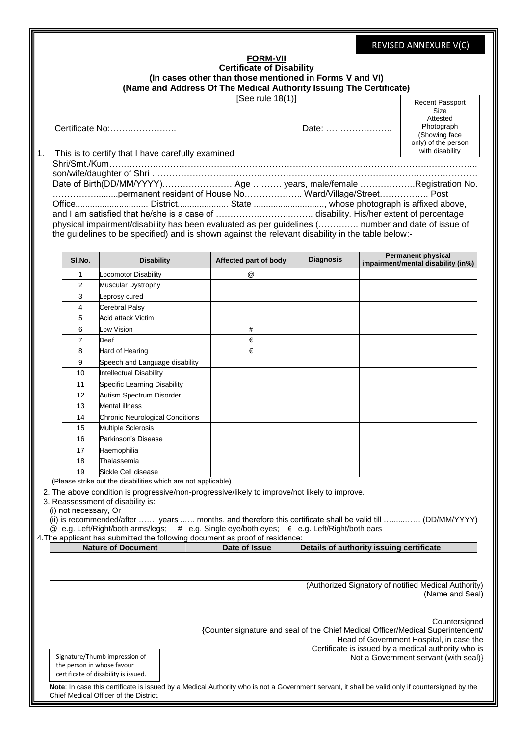REVISED ANNEXURE V(C)

**FORM-VII**

**Certificate of Disability**

**(In cases other than those mentioned in Forms V and VI)**

**(Name and Address Of The Medical Authority Issuing The Certificate)**

[See rule 18(1)]

Recent Passport Size Attested Photograph (Showing face only) of the person with disability

Certificate No:………………….. Date: …………………..

1. This is to certify that I have carefully examined Shri/Smt./Kum…………………………………………………………………………………………………………….. son/wife/daughter of Shri ………………………………………………………………………………………………… Date of Birth(DD/MM/YYYY)…………………… Age ………. years, male/female ……………….Registration No. …………….........permanent resident of House No……………….. Ward/Village/Street……………. Post Office............................ District.................... State ............................, whose photograph is affixed above, and I am satisfied that he/she is a case of ………………………..…….. disability. His/her extent of percentage physical impairment/disability has been evaluated as per guidelines (………….. number and date of issue of the guidelines to be specified) and is shown against the relevant disability in the table below:-

| Sl.No. | Disability | Affected part of body | Diagnosis | Permanent physical impairment/mental disability (in%) |
|---|---|---|---|---|
| 1 | Locomotor Disability | @ | | |
| 2 | Muscular Dystrophy | | | |
| 3 | Leprosy cured | | | |
| 4 | Cerebral Palsy | | | |
| 5 | Acid attack Victim | | | |
| 6 | Low Vision | # | | |
| 7 | Deaf | € | | |
| 8 | Hard of Hearing | € | | |
| 9 | Speech and Language disability | | | |
| 10 | Intellectual Disability | | | |
| 11 | Specific Learning Disability | | | |
| 12 | Autism Spectrum Disorder | | | |
| 13 | Mental illness | | | |
| 14 | Chronic Neurological Conditions | | | |
| 15 | Multiple Sclerosis | | | |
| 16 | Parkinson's Disease | | | |
| 17 | Haemophilia | | | |
| 18 | Thalassemia | | | |
| 19 | Sickle Cell disease | | | |

(Please strike out the disabilities which are not applicable)

2. The above condition is progressive/non-progressive/likely to improve/not likely to improve.

3. Reassessment of disability is:

(i) not necessary, Or

(ii) is recommended/after …… years ..…. months, and therefore this certificate shall be valid till ….....…… (DD/MM/YYYY)

@ e.g. Left/Right/both arms/legs; # e.g. Single eye/both eyes; € e.g. Left/Right/both ears

4. The applicant has submitted the following document as proof of residence:

| Nature of Document | Date of Issue | Details of authority issuing certificate |
|---|---|---|
| | | |

(Authorized Signatory of notified Medical Authority)
(Name and Seal)

Countersigned
{Counter signature and seal of the Chief Medical Officer/Medical Superintendent/ Head of Government Hospital, in case the Certificate is issued by a medical authority who is Not a Government servant (with seal)}

Signature/Thumb impression of the person in whose favour certificate of disability is issued.

**Note**: In case this certificate is issued by a Medical Authority who is not a Government servant, it shall be valid only if countersigned by the Chief Medical Officer of the District.